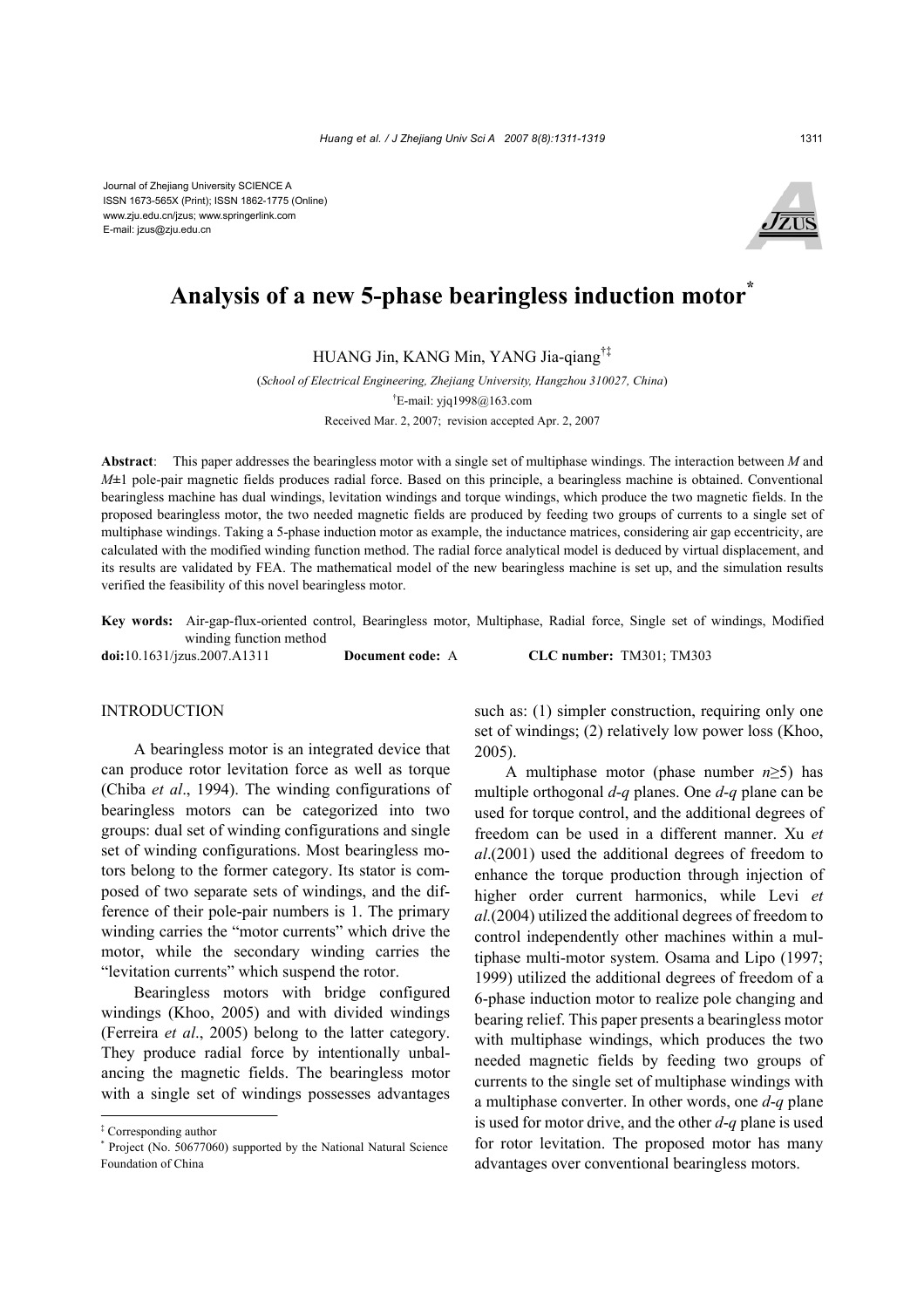Journal of Zhejiang University SCIENCE A
ISSN 1673-565X (Print); ISSN 1862-1775 (Online)
www.zju.edu.cn/jzus; www.springerlink.com
E-mail: jzus@zju.edu.cn

# Analysis of a new 5-phase bearingless induction motor*

HUANG Jin, KANG Min, YANG Jia-qiang†‡

(*School of Electrical Engineering, Zhejiang University, Hangzhou 310027, China*)

†E-mail: yjq1998@163.com

Received Mar. 2, 2007; revision accepted Apr. 2, 2007

**Abstract**: This paper addresses the bearingless motor with a single set of multiphase windings. The interaction between *M* and *M*±1 pole-pair magnetic fields produces radial force. Based on this principle, a bearingless machine is obtained. Conventional bearingless machine has dual windings, levitation windings and torque windings, which produce the two magnetic fields. In the proposed bearingless motor, the two needed magnetic fields are produced by feeding two groups of currents to a single set of multiphase windings. Taking a 5-phase induction motor as example, the inductance matrices, considering air gap eccentricity, are calculated with the modified winding function method. The radial force analytical model is deduced by virtual displacement, and its results are validated by FEA. The mathematical model of the new bearingless machine is set up, and the simulation results verified the feasibility of this novel bearingless motor.

**Key words:** Air-gap-flux-oriented control, Bearingless motor, Multiphase, Radial force, Single set of windings, Modified winding function method

**doi:**10.1631/jzus.2007.A1311 **Document code:** A **CLC number:** TM301; TM303

## INTRODUCTION

A bearingless motor is an integrated device that can produce rotor levitation force as well as torque (Chiba *et al*., 1994). The winding configurations of bearingless motors can be categorized into two groups: dual set of winding configurations and single set of winding configurations. Most bearingless motors belong to the former category. Its stator is composed of two separate sets of windings, and the difference of their pole-pair numbers is 1. The primary winding carries the "motor currents" which drive the motor, while the secondary winding carries the "levitation currents" which suspend the rotor.

Bearingless motors with bridge configured windings (Khoo, 2005) and with divided windings (Ferreira *et al*., 2005) belong to the latter category. They produce radial force by intentionally unbalancing the magnetic fields. The bearingless motor with a single set of windings possesses advantages such as: (1) simpler construction, requiring only one set of windings; (2) relatively low power loss (Khoo, 2005).

A multiphase motor (phase number $n \geq 5$) has multiple orthogonal *d*-*q* planes. One *d*-*q* plane can be used for torque control, and the additional degrees of freedom can be used in a different manner. Xu *et al*.(2001) used the additional degrees of freedom to enhance the torque production through injection of higher order current harmonics, while Levi *et al.*(2004) utilized the additional degrees of freedom to control independently other machines within a multiphase multi-motor system. Osama and Lipo (1997; 1999) utilized the additional degrees of freedom of a 6-phase induction motor to realize pole changing and bearing relief. This paper presents a bearingless motor with multiphase windings, which produces the two needed magnetic fields by feeding two groups of currents to the single set of multiphase windings with a multiphase converter. In other words, one *d*-*q* plane is used for motor drive, and the other *d*-*q* plane is used for rotor levitation. The proposed motor has many advantages over conventional bearingless motors.

‡ Corresponding author

\* Project (No. 50677060) supported by the National Natural Science Foundation of China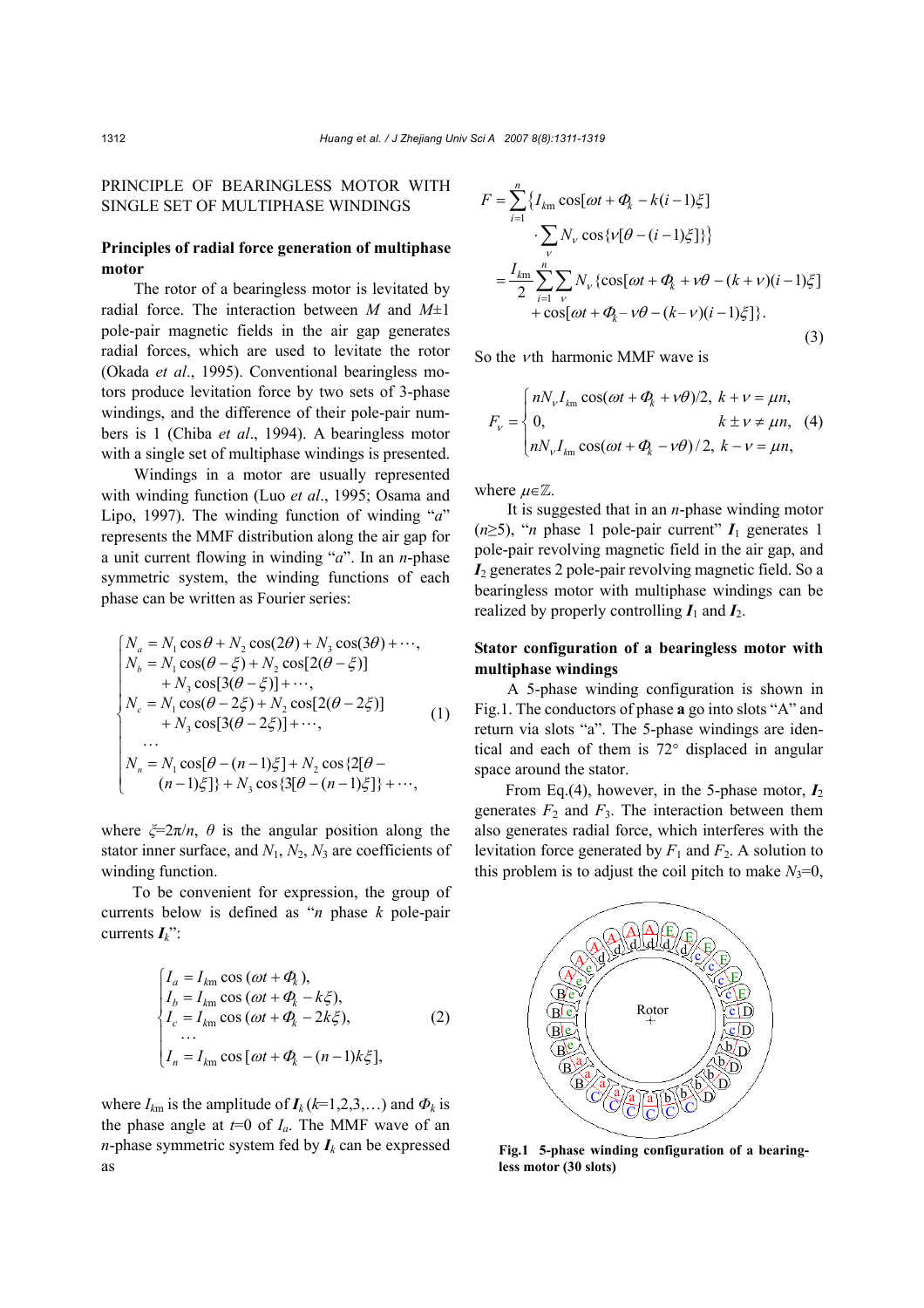## PRINCIPLE OF BEARINGLESS MOTOR WITH SINGLE SET OF MULTIPHASE WINDINGS

### Principles of radial force generation of multiphase motor

The rotor of a bearingless motor is levitated by radial force. The interaction between $M$ and $M$±1 pole-pair magnetic fields in the air gap generates radial forces, which are used to levitate the rotor (Okada *et al*., 1995). Conventional bearingless motors produce levitation force by two sets of 3-phase windings, and the difference of their pole-pair numbers is 1 (Chiba *et al*., 1994). A bearingless motor with a single set of multiphase windings is presented.

Windings in a motor are usually represented with winding function (Luo *et al*., 1995; Osama and Lipo, 1997). The winding function of winding "*a*" represents the MMF distribution along the air gap for a unit current flowing in winding "*a*". In an *n*-phase symmetric system, the winding functions of each phase can be written as Fourier series:

$$
\begin{cases}
N_a = N_1\cos\theta + N_2\cos(2\theta) + N_3\cos(3\theta) + \cdots, \\
N_b = N_1\cos(\theta-\xi) + N_2\cos[2(\theta-\xi)] \\
\quad + N_3\cos[3(\theta-\xi)] + \cdots, \\
N_c = N_1\cos(\theta-2\xi) + N_2\cos[2(\theta-2\xi)] \\
\quad + N_3\cos[3(\theta-2\xi)] + \cdots, \\
\quad \cdots \\
N_n = N_1\cos[\theta-(n-1)\xi] + N_2\cos\{2[\theta- \\
\quad (n-1)\xi]\} + N_3\cos\{3[\theta-(n-1)\xi]\} + \cdots,
\end{cases}
\tag{1}
$$

where $\xi$=2π/$n$, $\theta$ is the angular position along the stator inner surface, and $N_1$, $N_2$, $N_3$ are coefficients of winding function.

To be convenient for expression, the group of currents below is defined as "*n* phase *k* pole-pair currents $\boldsymbol{I}_k$":

$$
\begin{cases}
I_a = I_{km}\cos(\omega t + \Phi_k), \\
I_b = I_{km}\cos(\omega t + \Phi_k - k\xi), \\
I_c = I_{km}\cos(\omega t + \Phi_k - 2k\xi), \\
\quad \cdots \\
I_n = I_{km}\cos[\omega t + \Phi_k - (n-1)k\xi],
\end{cases}
\tag{2}
$$

where $I_{km}$ is the amplitude of $\boldsymbol{I}_k$ ($k$=1,2,3,…) and $\Phi_k$ is the phase angle at $t$=0 of $I_a$. The MMF wave of an *n*-phase symmetric system fed by $\boldsymbol{I}_k$ can be expressed as

$$
\begin{aligned}
F &= \sum_{i=1}^{n}\{I_{km}\cos[\omega t + \Phi_k - k(i-1)\xi] \\
&\quad \cdot \sum_{\nu} N_\nu \cos\{\nu[\theta-(i-1)\xi]\}\} \\
&= \frac{I_{km}}{2}\sum_{i=1}^{n}\sum_{\nu} N_\nu\{\cos[\omega t + \Phi_k + \nu\theta - (k+\nu)(i-1)\xi] \\
&\quad + \cos[\omega t + \Phi_k - \nu\theta - (k-\nu)(i-1)\xi]\}.
\end{aligned}
\tag{3}
$$

So the $\nu$th harmonic MMF wave is

$$
F_\nu = \begin{cases}
nN_\nu I_{km}\cos(\omega t + \Phi_k + \nu\theta)/2, & k+\nu = \mu n, \\
0, & k \pm \nu \neq \mu n, \\
nN_\nu I_{km}\cos(\omega t + \Phi_k - \nu\theta)/2, & k-\nu = \mu n,
\end{cases}
\tag{4}
$$

where $\mu\in\mathbb{Z}$.

It is suggested that in an *n*-phase winding motor ($n$≥5), "*n* phase 1 pole-pair current" $\boldsymbol{I}_1$ generates 1 pole-pair revolving magnetic field in the air gap, and $\boldsymbol{I}_2$ generates 2 pole-pair revolving magnetic field. So a bearingless motor with multiphase windings can be realized by properly controlling $\boldsymbol{I}_1$ and $\boldsymbol{I}_2$.

### Stator configuration of a bearingless motor with multiphase windings

A 5-phase winding configuration is shown in Fig.1. The conductors of phase **a** go into slots "A" and return via slots "a". The 5-phase windings are identical and each of them is 72° displaced in angular space around the stator.

From Eq.(4), however, in the 5-phase motor, $\boldsymbol{I}_2$ generates $F_2$ and $F_3$. The interaction between them also generates radial force, which interferes with the levitation force generated by $F_1$ and $F_2$. A solution to this problem is to adjust the coil pitch to make $N_3$=0,

**Fig.1 5-phase winding configuration of a bearingless motor (30 slots)**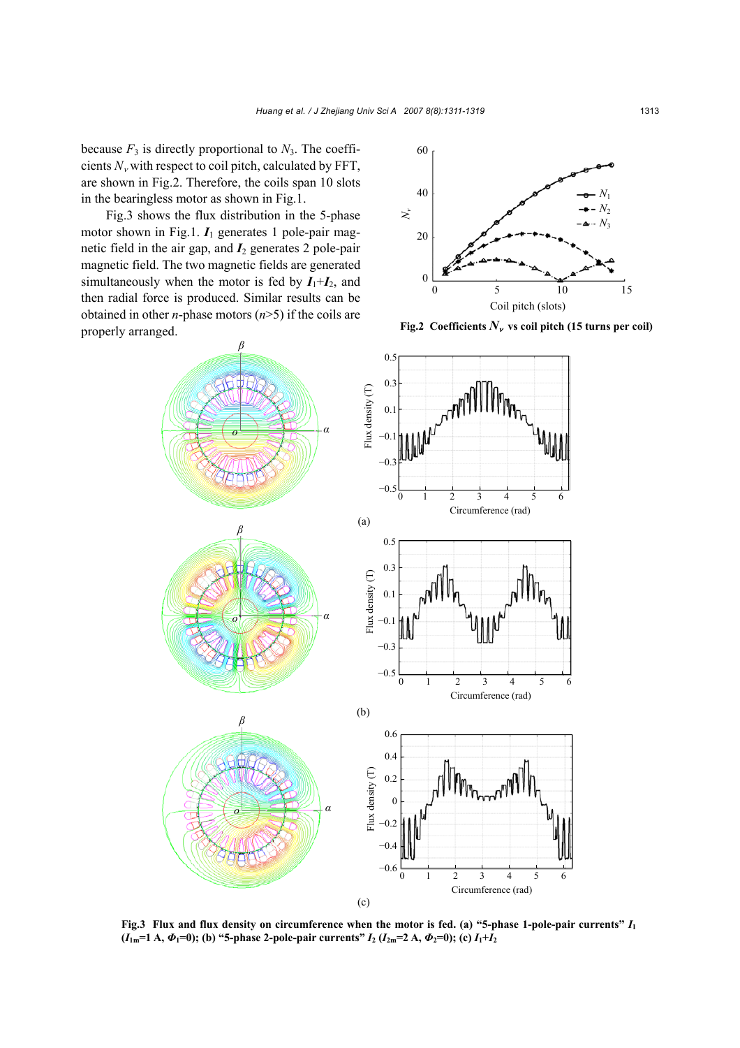because $F_3$ is directly proportional to $N_3$. The coefficients $N_\nu$ with respect to coil pitch, calculated by FFT, are shown in Fig.2. Therefore, the coils span 10 slots in the bearingless motor as shown in Fig.1.

Fig.3 shows the flux distribution in the 5-phase motor shown in Fig.1. $\boldsymbol{I}_1$ generates 1 pole-pair magnetic field in the air gap, and $\boldsymbol{I}_2$ generates 2 pole-pair magnetic field. The two magnetic fields are generated simultaneously when the motor is fed by $\boldsymbol{I}_1+\boldsymbol{I}_2$, and then radial force is produced. Similar results can be obtained in other $n$-phase motors ($n$>5) if the coils are properly arranged.

**Fig.2 Coefficients $N_\nu$ vs coil pitch (15 turns per coil)**

**Fig.3 Flux and flux density on circumference when the motor is fed. (a) "5-phase 1-pole-pair currents" $\boldsymbol{I}_1$ ($I_{1m}$=1 A, $\Phi_1$=0); (b) "5-phase 2-pole-pair currents" $\boldsymbol{I}_2$ ($I_{2m}$=2 A, $\Phi_2$=0); (c) $\boldsymbol{I}_1+\boldsymbol{I}_2$**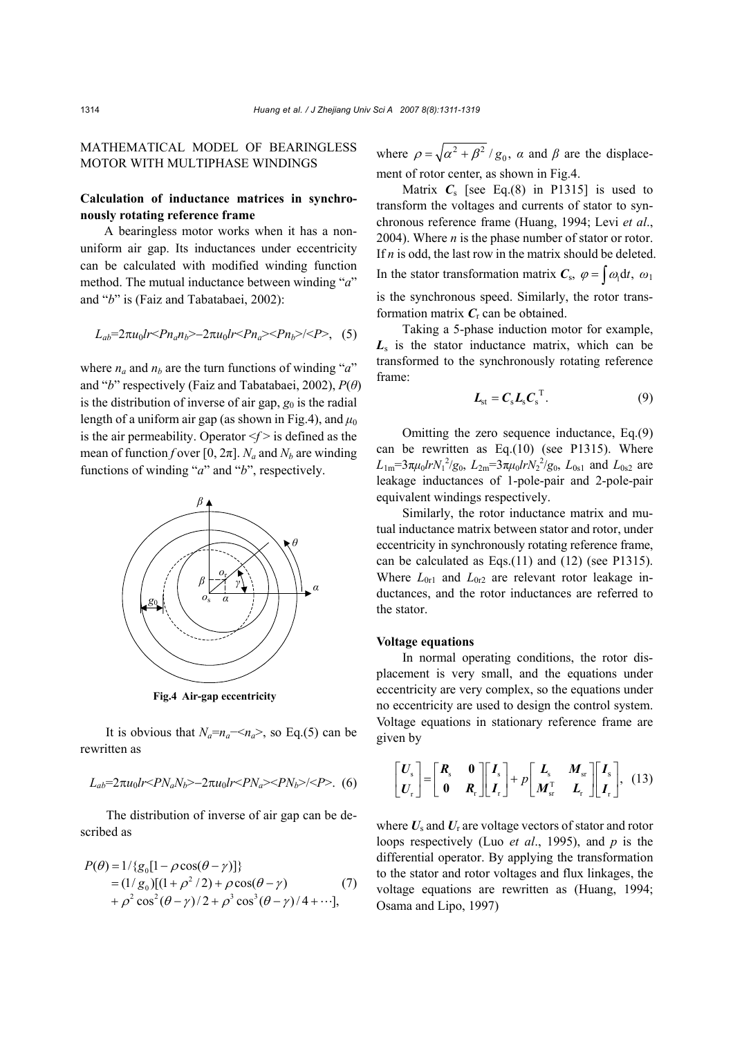## MATHEMATICAL MODEL OF BEARINGLESS MOTOR WITH MULTIPHASE WINDINGS

### Calculation of inductance matrices in synchronously rotating reference frame

A bearingless motor works when it has a non-uniform air gap. Its inductances under eccentricity can be calculated with modified winding function method. The mutual inductance between winding "*a*" and "*b*" is (Faiz and Tabatabaei, 2002):

$$L_{ab}=2\pi u_0 lr\langle Pn_a n_b\rangle - 2\pi u_0 lr\langle Pn_a\rangle\langle Pn_b\rangle/\langle P\rangle, \quad (5)$$

where $n_a$ and $n_b$ are the turn functions of winding "*a*" and "*b*" respectively (Faiz and Tabatabaei, 2002), $P(\theta)$ is the distribution of inverse of air gap, $g_0$ is the radial length of a uniform air gap (as shown in Fig.4), and $\mu_0$ is the air permeability. Operator $\langle f\rangle$ is defined as the mean of function $f$ over $[0, 2\pi]$. $N_a$ and $N_b$ are winding functions of winding "*a*" and "*b*", respectively.

**Fig.4 Air-gap eccentricity**

It is obvious that $N_a=n_a-\langle n_a\rangle$, so Eq.(5) can be rewritten as

$$L_{ab}=2\pi u_0 lr\langle PN_a N_b\rangle - 2\pi u_0 lr\langle PN_a\rangle\langle PN_b\rangle/\langle P\rangle. \quad (6)$$

The distribution of inverse of air gap can be described as

$$\begin{aligned} P(\theta) &= 1/\{g_0[1-\rho\cos(\theta-\gamma)]\} \\ &= (1/g_0)[(1+\rho^2/2)+\rho\cos(\theta-\gamma) \\ &\quad +\rho^2\cos^2(\theta-\gamma)/2+\rho^3\cos^3(\theta-\gamma)/4+\cdots], \end{aligned} \quad (7)$$

where $\rho=\sqrt{\alpha^2+\beta^2}/g_0$, $\alpha$ and $\beta$ are the displacement of rotor center, as shown in Fig.4.

Matrix $\boldsymbol{C}_\mathrm{s}$ [see Eq.(8) in P1315] is used to transform the voltages and currents of stator to synchronous reference frame (Huang, 1994; Levi *et al*., 2004). Where $n$ is the phase number of stator or rotor. If $n$ is odd, the last row in the matrix should be deleted. In the stator transformation matrix $\boldsymbol{C}_\mathrm{s}$, $\varphi=\int\omega_1\mathrm{d}t$, $\omega_1$ is the synchronous speed. Similarly, the rotor transformation matrix $\boldsymbol{C}_\mathrm{r}$ can be obtained.

Taking a 5-phase induction motor for example, $\boldsymbol{L}_\mathrm{s}$ is the stator inductance matrix, which can be transformed to the synchronously rotating reference frame:

$$\boldsymbol{L}_\mathrm{st}=\boldsymbol{C}_\mathrm{s}\boldsymbol{L}_\mathrm{s}\boldsymbol{C}_\mathrm{s}^\mathrm{T}. \quad (9)$$

Omitting the zero sequence inductance, Eq.(9) can be rewritten as Eq.(10) (see P1315). Where $L_{1\mathrm{m}}=3\pi\mu_0 lrN_1^2/g_0$, $L_{2\mathrm{m}}=3\pi\mu_0 lrN_2^2/g_0$, $L_{0\mathrm{s}1}$ and $L_{0\mathrm{s}2}$ are leakage inductances of 1-pole-pair and 2-pole-pair equivalent windings respectively.

Similarly, the rotor inductance matrix and mutual inductance matrix between stator and rotor, under eccentricity in synchronously rotating reference frame, can be calculated as Eqs.(11) and (12) (see P1315). Where $L_{0\mathrm{r}1}$ and $L_{0\mathrm{r}2}$ are relevant rotor leakage inductances, and the rotor inductances are referred to the stator.

### Voltage equations

In normal operating conditions, the rotor displacement is very small, and the equations under eccentricity are very complex, so the equations under no eccentricity are used to design the control system. Voltage equations in stationary reference frame are given by

$$\begin{bmatrix}\boldsymbol{U}_\mathrm{s}\\ \boldsymbol{U}_\mathrm{r}\end{bmatrix}=\begin{bmatrix}\boldsymbol{R}_\mathrm{s} & \boldsymbol{0}\\ \boldsymbol{0} & \boldsymbol{R}_\mathrm{r}\end{bmatrix}\begin{bmatrix}\boldsymbol{I}_\mathrm{s}\\ \boldsymbol{I}_\mathrm{r}\end{bmatrix}+p\begin{bmatrix}\boldsymbol{L}_\mathrm{s} & \boldsymbol{M}_\mathrm{sr}\\ \boldsymbol{M}_\mathrm{sr}^\mathrm{T} & \boldsymbol{L}_\mathrm{r}\end{bmatrix}\begin{bmatrix}\boldsymbol{I}_\mathrm{s}\\ \boldsymbol{I}_\mathrm{r}\end{bmatrix}, \quad (13)$$

where $\boldsymbol{U}_\mathrm{s}$ and $\boldsymbol{U}_\mathrm{r}$ are voltage vectors of stator and rotor loops respectively (Luo *et al*., 1995), and $p$ is the differential operator. By applying the transformation to the stator and rotor voltages and flux linkages, the voltage equations are rewritten as (Huang, 1994; Osama and Lipo, 1997)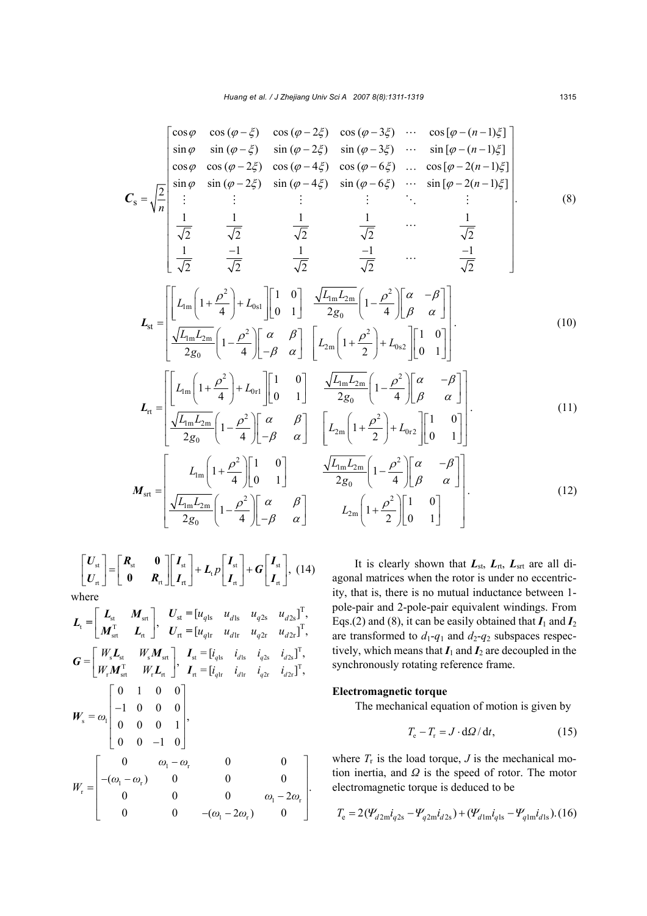$$
\boldsymbol{C}_{\mathrm{S}}=\sqrt{\frac{2}{n}}\begin{bmatrix}
\cos\varphi & \cos(\varphi-\xi) & \cos(\varphi-2\xi) & \cos(\varphi-3\xi) & \cdots & \cos[\varphi-(n-1)\xi] \\
\sin\varphi & \sin(\varphi-\xi) & \sin(\varphi-2\xi) & \sin(\varphi-3\xi) & \cdots & \sin[\varphi-(n-1)\xi] \\
\cos\varphi & \cos(\varphi-2\xi) & \cos(\varphi-4\xi) & \cos(\varphi-6\xi) & \ldots & \cos[\varphi-2(n-1)\xi] \\
\sin\varphi & \sin(\varphi-2\xi) & \sin(\varphi-4\xi) & \sin(\varphi-6\xi) & \cdots & \sin[\varphi-2(n-1)\xi] \\
\vdots & \vdots & \vdots & \vdots & \ddots & \vdots \\
\frac{1}{\sqrt{2}} & \frac{1}{\sqrt{2}} & \frac{1}{\sqrt{2}} & \frac{1}{\sqrt{2}} & \cdots & \frac{1}{\sqrt{2}} \\
\frac{1}{\sqrt{2}} & \frac{-1}{\sqrt{2}} & \frac{1}{\sqrt{2}} & \frac{-1}{\sqrt{2}} & \cdots & \frac{-1}{\sqrt{2}}
\end{bmatrix}. \tag{8}
$$

$$
\boldsymbol{L}_{\mathrm{st}}=\begin{bmatrix}
\left[L_{1\mathrm{m}}\left(1+\dfrac{\rho^2}{4}\right)+L_{0\mathrm{s}1}\right]\begin{bmatrix}1 & 0\\ 0 & 1\end{bmatrix} & \dfrac{\sqrt{L_{1\mathrm{m}}L_{2\mathrm{m}}}}{2g_0}\left(1-\dfrac{\rho^2}{4}\right)\begin{bmatrix}\alpha & -\beta\\ \beta & \alpha\end{bmatrix} \\
\dfrac{\sqrt{L_{1\mathrm{m}}L_{2\mathrm{m}}}}{2g_0}\left(1-\dfrac{\rho^2}{4}\right)\begin{bmatrix}\alpha & \beta\\ -\beta & \alpha\end{bmatrix} & \left[L_{2\mathrm{m}}\left(1+\dfrac{\rho^2}{2}\right)+L_{0\mathrm{s}2}\right]\begin{bmatrix}1 & 0\\ 0 & 1\end{bmatrix}
\end{bmatrix}. \tag{10}
$$

$$
\boldsymbol{L}_{\mathrm{rt}}=\begin{bmatrix}
\left[L_{1\mathrm{m}}\left(1+\dfrac{\rho^2}{4}\right)+L_{0\mathrm{r}1}\right]\begin{bmatrix}1 & 0\\ 0 & 1\end{bmatrix} & \dfrac{\sqrt{L_{1\mathrm{m}}L_{2\mathrm{m}}}}{2g_0}\left(1-\dfrac{\rho^2}{4}\right)\begin{bmatrix}\alpha & -\beta\\ \beta & \alpha\end{bmatrix} \\
\dfrac{\sqrt{L_{1\mathrm{m}}L_{2\mathrm{m}}}}{2g_0}\left(1-\dfrac{\rho^2}{4}\right)\begin{bmatrix}\alpha & \beta\\ -\beta & \alpha\end{bmatrix} & \left[L_{2\mathrm{m}}\left(1+\dfrac{\rho^2}{2}\right)+L_{0\mathrm{r}2}\right]\begin{bmatrix}1 & 0\\ 0 & 1\end{bmatrix}
\end{bmatrix}. \tag{11}
$$

$$
\boldsymbol{M}_{\mathrm{srt}}=\begin{bmatrix}
L_{1\mathrm{m}}\left(1+\dfrac{\rho^2}{4}\right)\begin{bmatrix}1 & 0\\ 0 & 1\end{bmatrix} & \dfrac{\sqrt{L_{1\mathrm{m}}L_{2\mathrm{m}}}}{2g_0}\left(1-\dfrac{\rho^2}{4}\right)\begin{bmatrix}\alpha & -\beta\\ \beta & \alpha\end{bmatrix} \\
\dfrac{\sqrt{L_{1\mathrm{m}}L_{2\mathrm{m}}}}{2g_0}\left(1-\dfrac{\rho^2}{4}\right)\begin{bmatrix}\alpha & \beta\\ -\beta & \alpha\end{bmatrix} & L_{2\mathrm{m}}\left(1+\dfrac{\rho^2}{2}\right)\begin{bmatrix}1 & 0\\ 0 & 1\end{bmatrix}
\end{bmatrix}. \tag{12}
$$

$$
\begin{bmatrix}\boldsymbol{U}_{\mathrm{st}}\\ \boldsymbol{U}_{\mathrm{rt}}\end{bmatrix}=\begin{bmatrix}\boldsymbol{R}_{\mathrm{st}} & \boldsymbol{0}\\ \boldsymbol{0} & \boldsymbol{R}_{\mathrm{rt}}\end{bmatrix}\begin{bmatrix}\boldsymbol{I}_{\mathrm{st}}\\ \boldsymbol{I}_{\mathrm{rt}}\end{bmatrix}+\boldsymbol{L}_{\mathrm{t}}p\begin{bmatrix}\boldsymbol{I}_{\mathrm{st}}\\ \boldsymbol{I}_{\mathrm{rt}}\end{bmatrix}+\boldsymbol{G}\begin{bmatrix}\boldsymbol{I}_{\mathrm{st}}\\ \boldsymbol{I}_{\mathrm{rt}}\end{bmatrix}, \tag{14}
$$

where

$$
\boldsymbol{L}_{\mathrm{t}}=\begin{bmatrix}\boldsymbol{L}_{\mathrm{st}} & \boldsymbol{M}_{\mathrm{srt}}\\ \boldsymbol{M}_{\mathrm{srt}}^{\mathrm{T}} & \boldsymbol{L}_{\mathrm{rt}}\end{bmatrix},\quad \begin{aligned}\boldsymbol{U}_{\mathrm{st}}&=[u_{q1\mathrm{s}}\ \ u_{d1\mathrm{s}}\ \ u_{q2\mathrm{s}}\ \ u_{d2\mathrm{s}}]^{\mathrm{T}},\\ \boldsymbol{U}_{\mathrm{rt}}&=[u_{q1\mathrm{r}}\ \ u_{d1\mathrm{r}}\ \ u_{q2\mathrm{r}}\ \ u_{d2\mathrm{r}}]^{\mathrm{T}},\end{aligned}
$$

$$
\boldsymbol{G}=\begin{bmatrix}W_{\mathrm{s}}\boldsymbol{L}_{\mathrm{st}} & W_{\mathrm{s}}\boldsymbol{M}_{\mathrm{srt}}\\ W_{\mathrm{r}}\boldsymbol{M}_{\mathrm{srt}}^{\mathrm{T}} & W_{\mathrm{r}}\boldsymbol{L}_{\mathrm{rt}}\end{bmatrix},\quad \begin{aligned}\boldsymbol{I}_{\mathrm{st}}&=[i_{q1\mathrm{s}}\ \ i_{d1\mathrm{s}}\ \ i_{q2\mathrm{s}}\ \ i_{d2\mathrm{s}}]^{\mathrm{T}},\\ \boldsymbol{I}_{\mathrm{rt}}&=[i_{q1\mathrm{r}}\ \ i_{d1\mathrm{r}}\ \ i_{q2\mathrm{r}}\ \ i_{d2\mathrm{r}}]^{\mathrm{T}},\end{aligned}
$$

$$
\boldsymbol{W}_{\mathrm{s}}=\omega_1\begin{bmatrix}0 & 1 & 0 & 0\\ -1 & 0 & 0 & 0\\ 0 & 0 & 0 & 1\\ 0 & 0 & -1 & 0\end{bmatrix},
$$

$$
W_{\mathrm{r}}=\begin{bmatrix}0 & \omega_1-\omega_{\mathrm{r}} & 0 & 0\\ -(\omega_1-\omega_{\mathrm{r}}) & 0 & 0 & 0\\ 0 & 0 & 0 & \omega_1-2\omega_{\mathrm{r}}\\ 0 & 0 & -(\omega_1-2\omega_{\mathrm{r}}) & 0\end{bmatrix}.
$$

It is clearly shown that $\boldsymbol{L}_{\mathrm{st}}$, $\boldsymbol{L}_{\mathrm{rt}}$, $\boldsymbol{L}_{\mathrm{srt}}$ are all diagonal matrices when the rotor is under no eccentricity, that is, there is no mutual inductance between 1-pole-pair and 2-pole-pair equivalent windings. From Eqs.(2) and (8), it can be easily obtained that $\boldsymbol{I}_1$ and $\boldsymbol{I}_2$ are transformed to $d_1$-$q_1$ and $d_2$-$q_2$ subspaces respectively, which means that $\boldsymbol{I}_1$ and $\boldsymbol{I}_2$ are decoupled in the synchronously rotating reference frame.

**Electromagnetic torque**

The mechanical equation of motion is given by

$$
T_{\mathrm{e}}-T_{\mathrm{r}}=J\cdot \mathrm{d}\Omega/\mathrm{d}t, \tag{15}
$$

where $T_{\mathrm{r}}$ is the load torque, $J$ is the mechanical motion inertia, and $\Omega$ is the speed of rotor. The motor electromagnetic torque is deduced to be

$$
T_{\mathrm{e}}=2(\Psi_{d2\mathrm{m}}i_{q2\mathrm{s}}-\Psi_{q2\mathrm{m}}i_{d2\mathrm{s}})+(\Psi_{d1\mathrm{m}}i_{q1\mathrm{s}}-\Psi_{q1\mathrm{m}}i_{d1\mathrm{s}}). \tag{16}
$$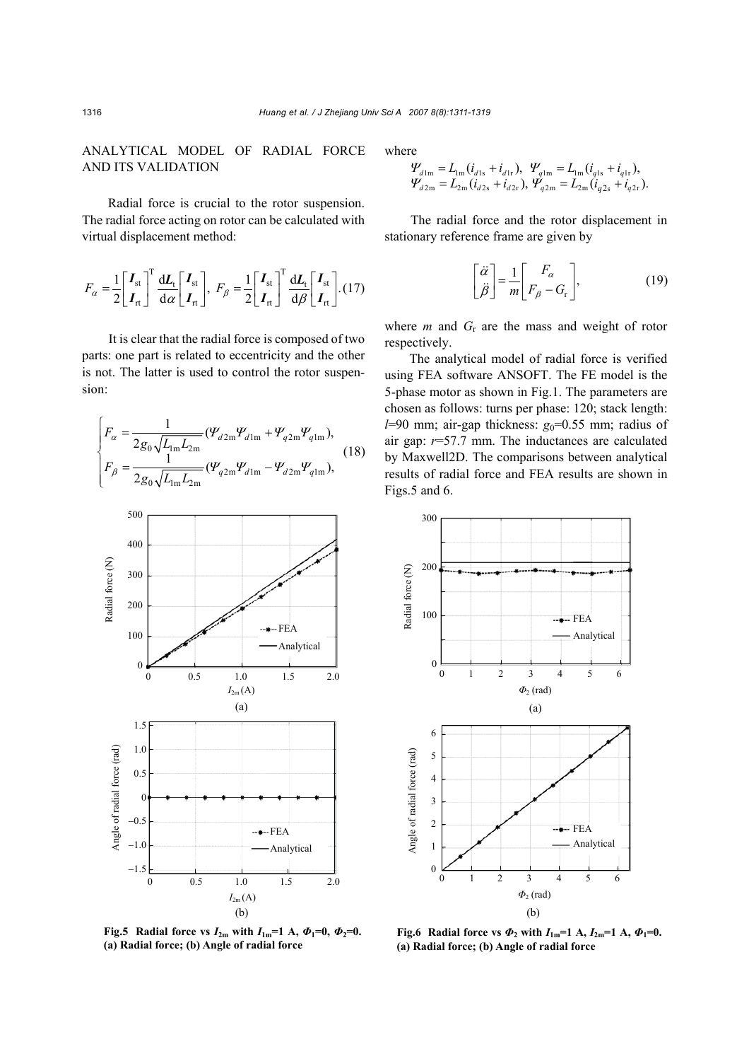## ANALYTICAL MODEL OF RADIAL FORCE AND ITS VALIDATION

Radial force is crucial to the rotor suspension. The radial force acting on rotor can be calculated with virtual displacement method:

$$F_\alpha = \frac{1}{2}\begin{bmatrix} \boldsymbol{I}_{\mathrm{st}} \\ \boldsymbol{I}_{\mathrm{rt}} \end{bmatrix}^{\mathrm{T}} \frac{\mathrm{d}\boldsymbol{L}_{\mathrm{t}}}{\mathrm{d}\alpha} \begin{bmatrix} \boldsymbol{I}_{\mathrm{st}} \\ \boldsymbol{I}_{\mathrm{rt}} \end{bmatrix},\ F_\beta = \frac{1}{2}\begin{bmatrix} \boldsymbol{I}_{\mathrm{st}} \\ \boldsymbol{I}_{\mathrm{rt}} \end{bmatrix}^{\mathrm{T}} \frac{\mathrm{d}\boldsymbol{L}_{\mathrm{t}}}{\mathrm{d}\beta} \begin{bmatrix} \boldsymbol{I}_{\mathrm{st}} \\ \boldsymbol{I}_{\mathrm{rt}} \end{bmatrix}. \quad (17)$$

It is clear that the radial force is composed of two parts: one part is related to eccentricity and the other is not. The latter is used to control the rotor suspension:

$$\begin{cases} F_\alpha = \dfrac{1}{2g_0\sqrt{L_{1\mathrm{m}}L_{2\mathrm{m}}}}(\Psi_{d2\mathrm{m}}\Psi_{d1\mathrm{m}} + \Psi_{q2\mathrm{m}}\Psi_{q1\mathrm{m}}), \\ F_\beta = \dfrac{1}{2g_0\sqrt{L_{1\mathrm{m}}L_{2\mathrm{m}}}}(\Psi_{q2\mathrm{m}}\Psi_{d1\mathrm{m}} - \Psi_{d2\mathrm{m}}\Psi_{q1\mathrm{m}}), \end{cases} \quad (18)$$

where

$$\Psi_{d1\mathrm{m}} = L_{1\mathrm{m}}(i_{d1\mathrm{s}} + i_{d1\mathrm{r}}),\ \Psi_{q1\mathrm{m}} = L_{1\mathrm{m}}(i_{q1\mathrm{s}} + i_{q1\mathrm{r}}),$$
$$\Psi_{d2\mathrm{m}} = L_{2\mathrm{m}}(i_{d2\mathrm{s}} + i_{d2\mathrm{r}}),\ \Psi_{q2\mathrm{m}} = L_{2\mathrm{m}}(i_{q2\mathrm{s}} + i_{q2\mathrm{r}}).$$

The radial force and the rotor displacement in stationary reference frame are given by

$$\begin{bmatrix} \ddot{\alpha} \\ \ddot{\beta} \end{bmatrix} = \frac{1}{m}\begin{bmatrix} F_\alpha \\ F_\beta - G_{\mathrm{r}} \end{bmatrix}, \quad (19)$$

where $m$ and $G_{\mathrm{r}}$ are the mass and weight of rotor respectively.

The analytical model of radial force is verified using FEA software ANSOFT. The FE model is the 5-phase motor as shown in Fig.1. The parameters are chosen as follows: turns per phase: 120; stack length: $l$=90 mm; air-gap thickness: $g_0$=0.55 mm; radius of air gap: $r$=57.7 mm. The inductances are calculated by Maxwell2D. The comparisons between analytical results of radial force and FEA results are shown in Figs.5 and 6.

**Fig.5 Radial force vs $I_{2\mathrm{m}}$ with $I_{1\mathrm{m}}$=1 A, $\Phi_1$=0, $\Phi_2$=0. (a) Radial force; (b) Angle of radial force**

**Fig.6 Radial force vs $\Phi_2$ with $I_{1\mathrm{m}}$=1 A, $I_{2\mathrm{m}}$=1 A, $\Phi_1$=0. (a) Radial force; (b) Angle of radial force**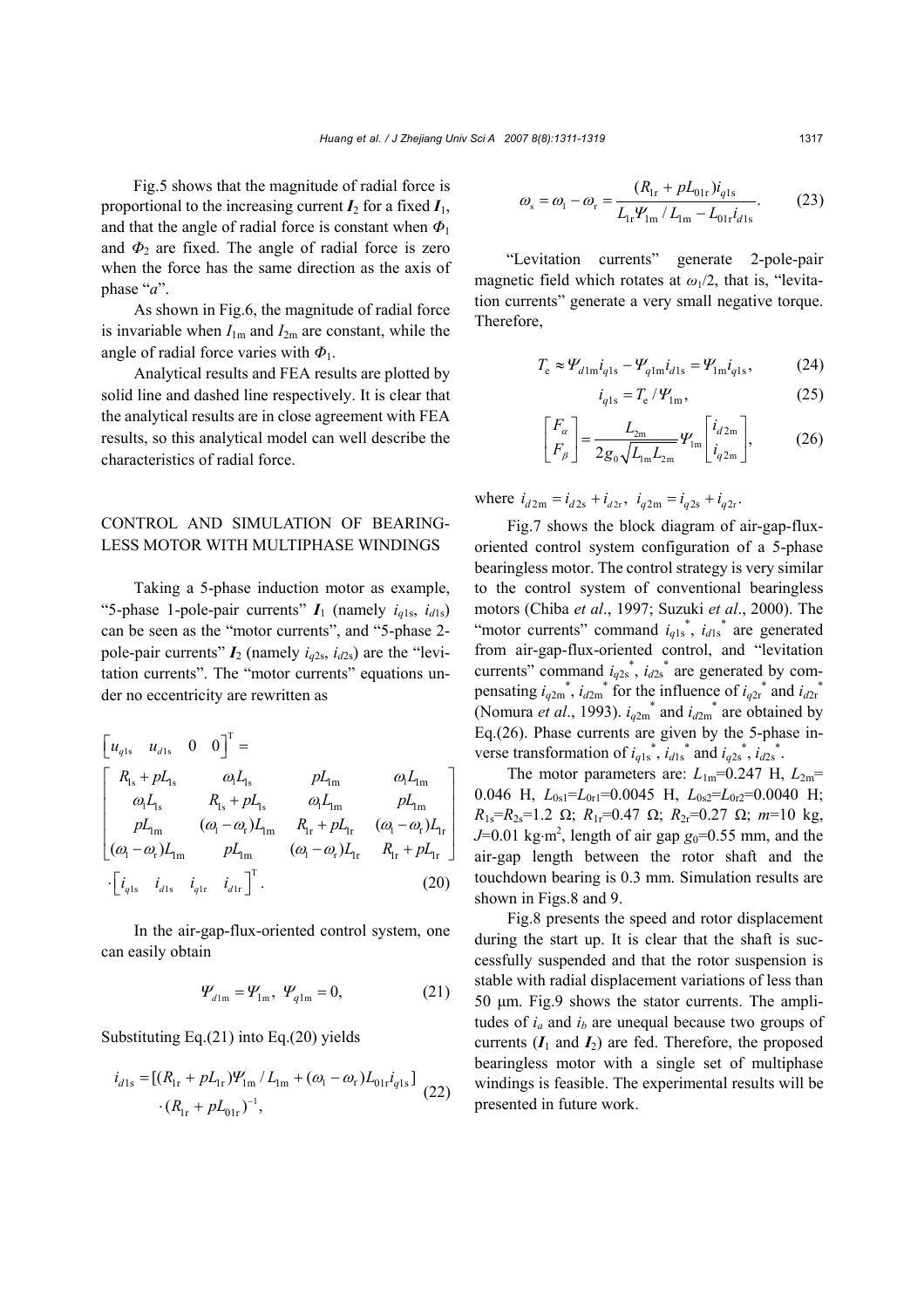Fig.5 shows that the magnitude of radial force is proportional to the increasing current $\boldsymbol{I}_2$ for a fixed $\boldsymbol{I}_1$, and that the angle of radial force is constant when $\Phi_1$ and $\Phi_2$ are fixed. The angle of radial force is zero when the force has the same direction as the axis of phase "*a*".

As shown in Fig.6, the magnitude of radial force is invariable when $I_{1\mathrm{m}}$ and $I_{2\mathrm{m}}$ are constant, while the angle of radial force varies with $\Phi_1$.

Analytical results and FEA results are plotted by solid line and dashed line respectively. It is clear that the analytical results are in close agreement with FEA results, so this analytical model can well describe the characteristics of radial force.

## CONTROL AND SIMULATION OF BEARINGLESS MOTOR WITH MULTIPHASE WINDINGS

Taking a 5-phase induction motor as example, "5-phase 1-pole-pair currents" $\boldsymbol{I}_1$ (namely $i_{q1\mathrm{s}}$, $i_{d1\mathrm{s}}$) can be seen as the "motor currents", and "5-phase 2-pole-pair currents" $\boldsymbol{I}_2$ (namely $i_{q2\mathrm{s}}$, $i_{d2\mathrm{s}}$) are the "levitation currents". The "motor currents" equations under no eccentricity are rewritten as

$$\begin{bmatrix} u_{q1\mathrm{s}} & u_{d1\mathrm{s}} & 0 & 0 \end{bmatrix}^{\mathrm{T}} = \begin{bmatrix} R_{1\mathrm{s}}+pL_{1\mathrm{s}} & \omega_1 L_{1\mathrm{s}} & pL_{1\mathrm{m}} & \omega_1 L_{1\mathrm{m}} \\ \omega_1 L_{1\mathrm{s}} & R_{1\mathrm{s}}+pL_{1\mathrm{s}} & \omega_1 L_{1\mathrm{m}} & pL_{1\mathrm{m}} \\ pL_{1\mathrm{m}} & (\omega_1-\omega_\mathrm{r})L_{1\mathrm{m}} & R_{1\mathrm{r}}+pL_{1\mathrm{r}} & (\omega_1-\omega_\mathrm{r})L_{1\mathrm{r}} \\ (\omega_1-\omega_\mathrm{r})L_{1\mathrm{m}} & pL_{1\mathrm{m}} & (\omega_1-\omega_\mathrm{r})L_{1\mathrm{r}} & R_{1\mathrm{r}}+pL_{1\mathrm{r}} \end{bmatrix} \cdot \begin{bmatrix} i_{q1\mathrm{s}} & i_{d1\mathrm{s}} & i_{q1\mathrm{r}} & i_{d1\mathrm{r}} \end{bmatrix}^{\mathrm{T}}. \tag{20}$$

In the air-gap-flux-oriented control system, one can easily obtain

$$\Psi_{d1\mathrm{m}} = \Psi_{1\mathrm{m}},\ \Psi_{q1\mathrm{m}} = 0, \tag{21}$$

Substituting Eq.(21) into Eq.(20) yields

$$i_{d1\mathrm{s}} = [(R_{1\mathrm{r}}+pL_{1\mathrm{r}})\Psi_{1\mathrm{m}}/L_{1\mathrm{m}} + (\omega_1-\omega_\mathrm{r})L_{01\mathrm{r}}i_{q1\mathrm{s}}] \cdot (R_{1\mathrm{r}}+pL_{01\mathrm{r}})^{-1}, \tag{22}$$

$$\omega_\mathrm{s} = \omega_1 - \omega_\mathrm{r} = \frac{(R_{1\mathrm{r}}+pL_{01\mathrm{r}})i_{q1\mathrm{s}}}{L_{1\mathrm{r}}\Psi_{1\mathrm{m}}/L_{1\mathrm{m}} - L_{01\mathrm{r}}i_{d1\mathrm{s}}}. \tag{23}$$

"Levitation currents" generate 2-pole-pair magnetic field which rotates at $\omega_1/2$, that is, "levitation currents" generate a very small negative torque. Therefore,

$$T_\mathrm{e} \approx \Psi_{d1\mathrm{m}}i_{q1\mathrm{s}} - \Psi_{q1\mathrm{m}}i_{d1\mathrm{s}} = \Psi_{1\mathrm{m}}i_{q1\mathrm{s}}, \tag{24}$$

$$i_{q1\mathrm{s}} = T_\mathrm{e}/\Psi_{1\mathrm{m}}, \tag{25}$$

$$\begin{bmatrix} F_\alpha \\ F_\beta \end{bmatrix} = \frac{L_{2\mathrm{m}}}{2g_0\sqrt{L_{1\mathrm{m}}L_{2\mathrm{m}}}}\Psi_{1\mathrm{m}}\begin{bmatrix} i_{d2\mathrm{m}} \\ i_{q2\mathrm{m}} \end{bmatrix}, \tag{26}$$

where $i_{d2\mathrm{m}} = i_{d2\mathrm{s}} + i_{d2\mathrm{r}}$, $i_{q2\mathrm{m}} = i_{q2\mathrm{s}} + i_{q2\mathrm{r}}$.

Fig.7 shows the block diagram of air-gap-flux-oriented control system configuration of a 5-phase bearingless motor. The control strategy is very similar to the control system of conventional bearingless motors (Chiba *et al*., 1997; Suzuki *et al*., 2000). The "motor currents" command $i_{q1\mathrm{s}}^*$, $i_{d1\mathrm{s}}^*$ are generated from air-gap-flux-oriented control, and "levitation currents" command $i_{q2\mathrm{s}}^*$, $i_{d2\mathrm{s}}^*$ are generated by compensating $i_{q2\mathrm{m}}^*$, $i_{d2\mathrm{m}}^*$ for the influence of $i_{q2\mathrm{r}}^*$ and $i_{d2\mathrm{r}}^*$ (Nomura *et al*., 1993). $i_{q2\mathrm{m}}^*$ and $i_{d2\mathrm{m}}^*$ are obtained by Eq.(26). Phase currents are given by the 5-phase inverse transformation of $i_{q1\mathrm{s}}^*$, $i_{d1\mathrm{s}}^*$ and $i_{q2\mathrm{s}}^*$, $i_{d2\mathrm{s}}^*$.

The motor parameters are: $L_{1\mathrm{m}}$=0.247 H, $L_{2\mathrm{m}}$=0.046 H, $L_{0\mathrm{s}1}$=$L_{0\mathrm{r}1}$=0.0045 H, $L_{0\mathrm{s}2}$=$L_{0\mathrm{r}2}$=0.0040 H; $R_{1\mathrm{s}}$=$R_{2\mathrm{s}}$=1.2 Ω; $R_{1\mathrm{r}}$=0.47 Ω; $R_{2\mathrm{r}}$=0.27 Ω; $m$=10 kg, $J$=0.01 kg·m$^2$, length of air gap $g_0$=0.55 mm, and the air-gap length between the rotor shaft and the touchdown bearing is 0.3 mm. Simulation results are shown in Figs.8 and 9.

Fig.8 presents the speed and rotor displacement during the start up. It is clear that the shaft is successfully suspended and that the rotor suspension is stable with radial displacement variations of less than 50 μm. Fig.9 shows the stator currents. The amplitudes of $i_a$ and $i_b$ are unequal because two groups of currents ($\boldsymbol{I}_1$ and $\boldsymbol{I}_2$) are fed. Therefore, the proposed bearingless motor with a single set of multiphase windings is feasible. The experimental results will be presented in future work.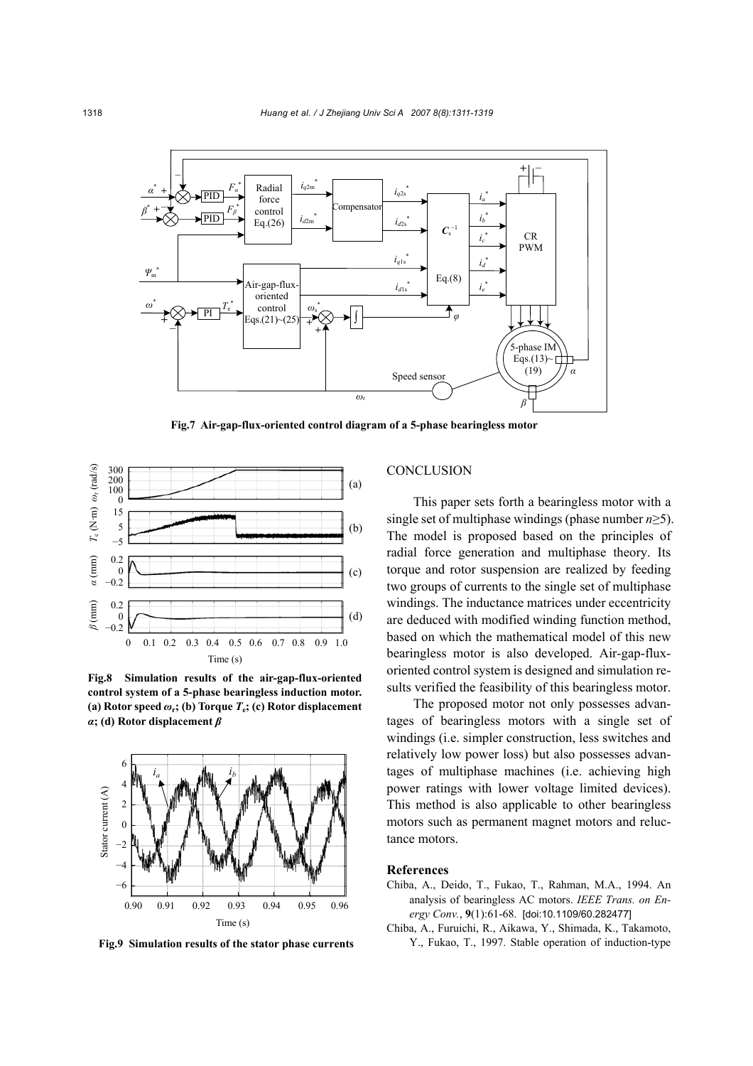**Fig.7 Air-gap-flux-oriented control diagram of a 5-phase bearingless motor**

**Fig.8 Simulation results of the air-gap-flux-oriented control system of a 5-phase bearingless induction motor. (a) Rotor speed $\omega_r$; (b) Torque $T_e$; (c) Rotor displacement $\alpha$; (d) Rotor displacement $\beta$**

**Fig.9 Simulation results of the stator phase currents**

## CONCLUSION

This paper sets forth a bearingless motor with a single set of multiphase windings (phase number $n\geq5$). The model is proposed based on the principles of radial force generation and multiphase theory. Its torque and rotor suspension are realized by feeding two groups of currents to the single set of multiphase windings. The inductance matrices under eccentricity are deduced with modified winding function method, based on which the mathematical model of this new bearingless motor is also developed. Air-gap-flux-oriented control system is designed and simulation results verified the feasibility of this bearingless motor.

The proposed motor not only possesses advantages of bearingless motors with a single set of windings (i.e. simpler construction, less switches and relatively low power loss) but also possesses advantages of multiphase machines (i.e. achieving high power ratings with lower voltage limited devices). This method is also applicable to other bearingless motors such as permanent magnet motors and reluctance motors.

## References

Chiba, A., Deido, T., Fukao, T., Rahman, M.A., 1994. An analysis of bearingless AC motors. *IEEE Trans. on Energy Conv.*, **9**(1):61-68. [doi:10.1109/60.282477]

Chiba, A., Furuichi, R., Aikawa, Y., Shimada, K., Takamoto, Y., Fukao, T., 1997. Stable operation of induction-type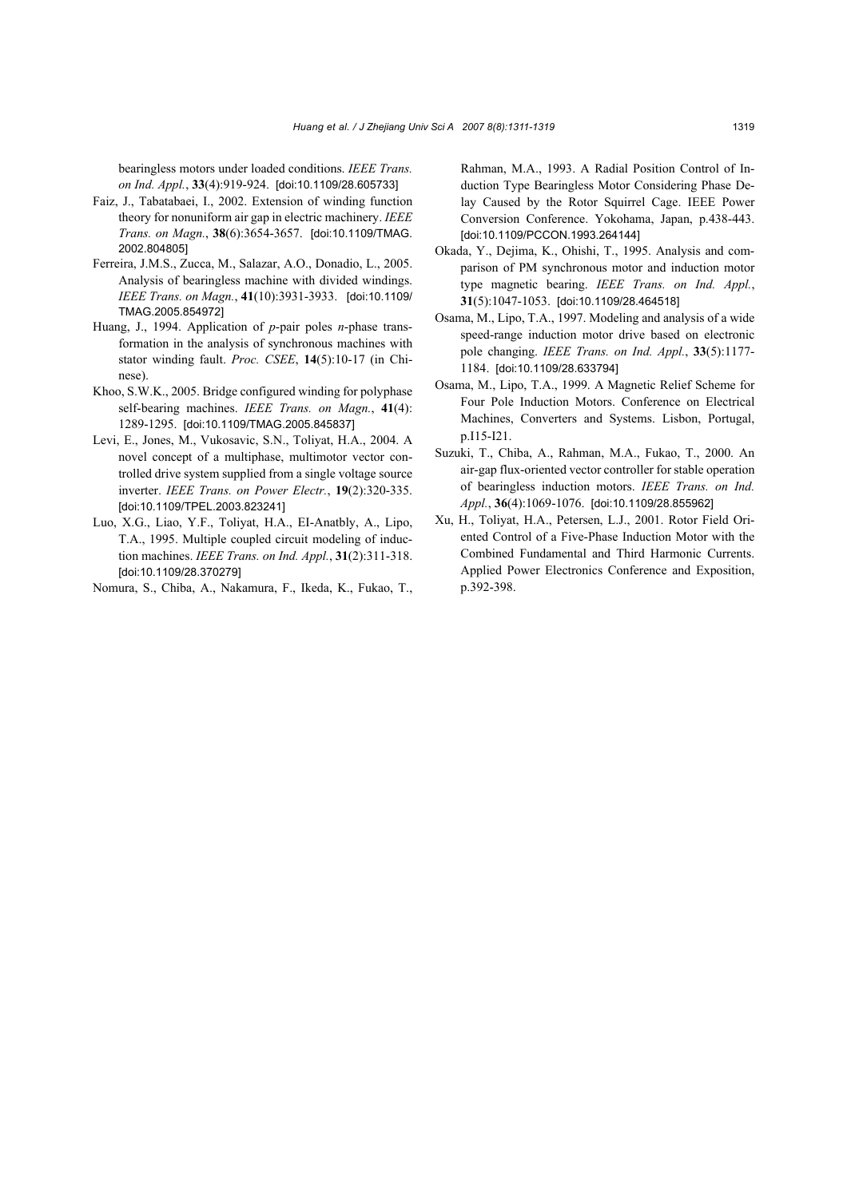bearingless motors under loaded conditions. *IEEE Trans. on Ind. Appl.*, **33**(4):919-924. [doi:10.1109/28.605733]

Faiz, J., Tabatabaei, I., 2002. Extension of winding function theory for nonuniform air gap in electric machinery. *IEEE Trans. on Magn.*, **38**(6):3654-3657. [doi:10.1109/TMAG.2002.804805]

Ferreira, J.M.S., Zucca, M., Salazar, A.O., Donadio, L., 2005. Analysis of bearingless machine with divided windings. *IEEE Trans. on Magn.*, **41**(10):3931-3933. [doi:10.1109/TMAG.2005.854972]

Huang, J., 1994. Application of *p*-pair poles *n*-phase transformation in the analysis of synchronous machines with stator winding fault. *Proc. CSEE*, **14**(5):10-17 (in Chinese).

Khoo, S.W.K., 2005. Bridge configured winding for polyphase self-bearing machines. *IEEE Trans. on Magn.*, **41**(4): 1289-1295. [doi:10.1109/TMAG.2005.845837]

Levi, E., Jones, M., Vukosavic, S.N., Toliyat, H.A., 2004. A novel concept of a multiphase, multimotor vector controlled drive system supplied from a single voltage source inverter. *IEEE Trans. on Power Electr.*, **19**(2):320-335. [doi:10.1109/TPEL.2003.823241]

Luo, X.G., Liao, Y.F., Toliyat, H.A., EI-Anatbly, A., Lipo, T.A., 1995. Multiple coupled circuit modeling of induction machines. *IEEE Trans. on Ind. Appl.*, **31**(2):311-318. [doi:10.1109/28.370279]

Nomura, S., Chiba, A., Nakamura, F., Ikeda, K., Fukao, T., Rahman, M.A., 1993. A Radial Position Control of Induction Type Bearingless Motor Considering Phase Delay Caused by the Rotor Squirrel Cage. IEEE Power Conversion Conference. Yokohama, Japan, p.438-443. [doi:10.1109/PCCON.1993.264144]

Okada, Y., Dejima, K., Ohishi, T., 1995. Analysis and comparison of PM synchronous motor and induction motor type magnetic bearing. *IEEE Trans. on Ind. Appl.*, **31**(5):1047-1053. [doi:10.1109/28.464518]

Osama, M., Lipo, T.A., 1997. Modeling and analysis of a wide speed-range induction motor drive based on electronic pole changing. *IEEE Trans. on Ind. Appl.*, **33**(5):1177-1184. [doi:10.1109/28.633794]

Osama, M., Lipo, T.A., 1999. A Magnetic Relief Scheme for Four Pole Induction Motors. Conference on Electrical Machines, Converters and Systems. Lisbon, Portugal, p.I15-I21.

Suzuki, T., Chiba, A., Rahman, M.A., Fukao, T., 2000. An air-gap flux-oriented vector controller for stable operation of bearingless induction motors. *IEEE Trans. on Ind. Appl.*, **36**(4):1069-1076. [doi:10.1109/28.855962]

Xu, H., Toliyat, H.A., Petersen, L.J., 2001. Rotor Field Oriented Control of a Five-Phase Induction Motor with the Combined Fundamental and Third Harmonic Currents. Applied Power Electronics Conference and Exposition, p.392-398.